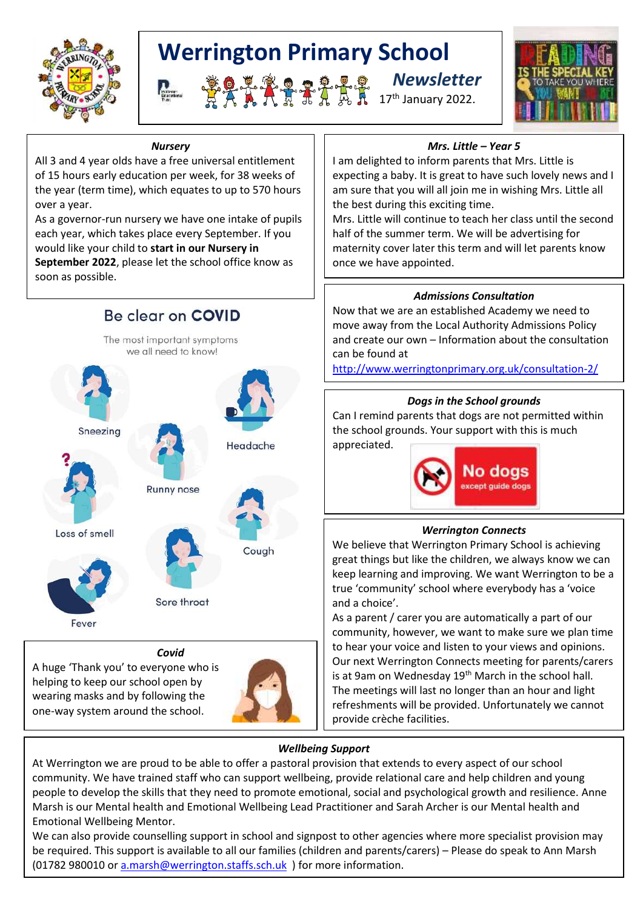# Werrington Primary School

## Newsletter

17th January 2022.

### *Nursery*

All 3 and 4 year olds have a free universal entitlement of 15 hours early education per week, for 38 weeks of the year (term time), which equates to up to 570 hours over a year.

As a governor-run nursery we have one intake of pupils each year, which takes place every September. If you would like your child to **start in our Nursery in September 2022**, please let the school office know as soon as possible.

### Be clear on COVID

The most important symptoms we all need to know!

Sneezing

Headache

Runny nose

Loss of smell

Cough

Sore throat

Fever

### *Covid*

A huge 'Thank you' to everyone who is helping to keep our school open by wearing masks and by following the one-way system around the school.

### *Mrs. Little – Year 5*

I am delighted to inform parents that Mrs. Little is expecting a baby. It is great to have such lovely news and I am sure that you will all join me in wishing Mrs. Little all the best during this exciting time.

Mrs. Little will continue to teach her class until the second half of the summer term. We will be advertising for maternity cover later this term and will let parents know once we have appointed.

### *Admissions Consultation*

Now that we are an established Academy we need to move away from the Local Authority Admissions Policy and create our own – Information about the consultation can be found at

http://www.werringtonprimary.org.uk/consultation-2/

### *Dogs in the School grounds*

Can I remind parents that dogs are not permitted within the school grounds. Your support with this is much appreciated.

No dogs
except guide dogs

### *Werrington Connects*

We believe that Werrington Primary School is achieving great things but like the children, we always know we can keep learning and improving. We want Werrington to be a true 'community' school where everybody has a 'voice and a choice'.

As a parent / carer you are automatically a part of our community, however, we want to make sure we plan time to hear your voice and listen to your views and opinions. Our next Werrington Connects meeting for parents/carers is at 9am on Wednesday 19th March in the school hall. The meetings will last no longer than an hour and light refreshments will be provided. Unfortunately we cannot provide crèche facilities.

### *Wellbeing Support*

At Werrington we are proud to be able to offer a pastoral provision that extends to every aspect of our school community. We have trained staff who can support wellbeing, provide relational care and help children and young people to develop the skills that they need to promote emotional, social and psychological growth and resilience. Anne Marsh is our Mental health and Emotional Wellbeing Lead Practitioner and Sarah Archer is our Mental health and Emotional Wellbeing Mentor.

We can also provide counselling support in school and signpost to other agencies where more specialist provision may be required. This support is available to all our families (children and parents/carers) – Please do speak to Ann Marsh (01782 980010 or a.marsh@werrington.staffs.sch.uk ) for more information.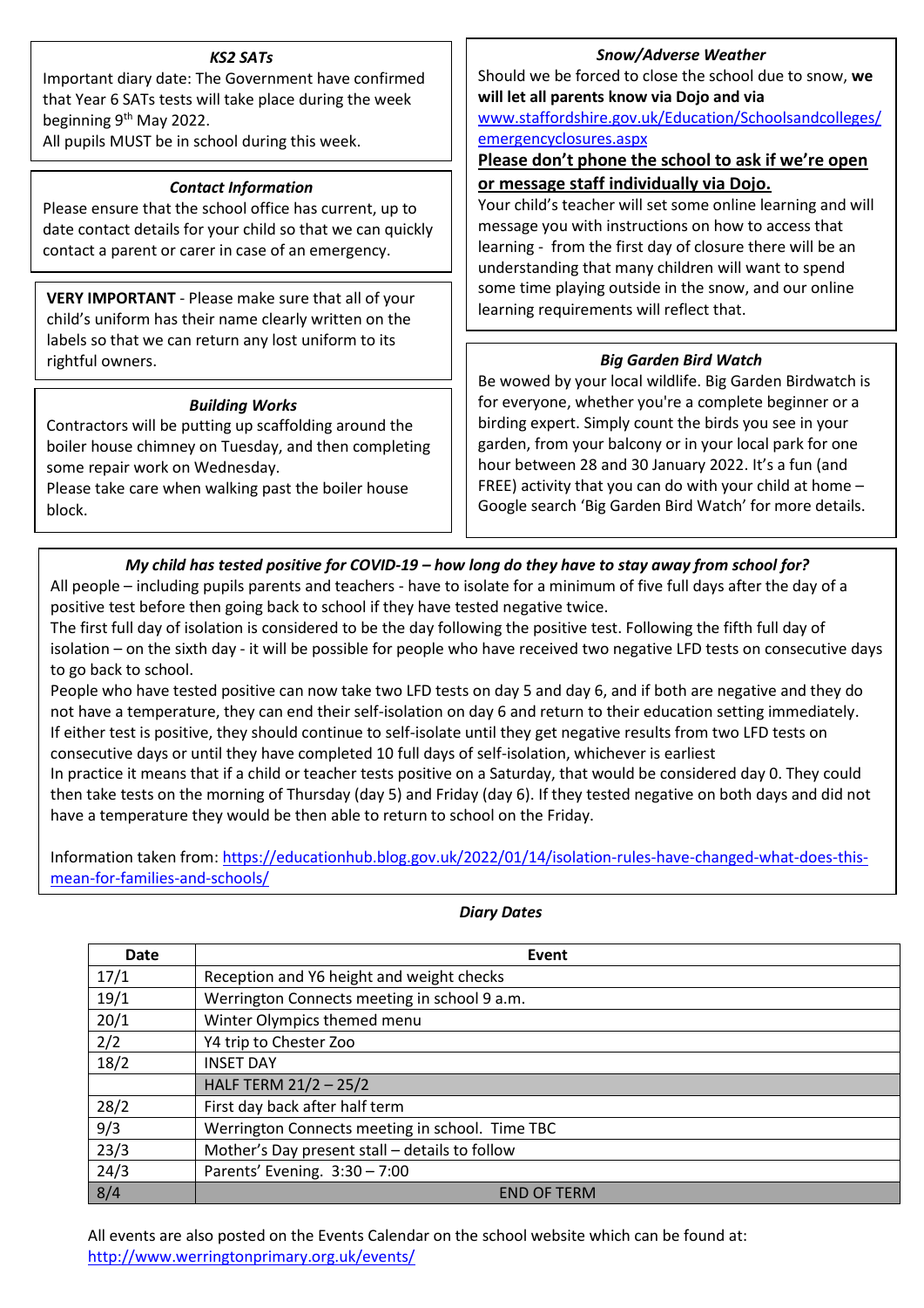### *KS2 SATs*

Important diary date: The Government have confirmed that Year 6 SATs tests will take place during the week beginning 9th May 2022.
All pupils MUST be in school during this week.

### *Contact Information*

Please ensure that the school office has current, up to date contact details for your child so that we can quickly contact a parent or carer in case of an emergency.

**VERY IMPORTANT** - Please make sure that all of your child's uniform has their name clearly written on the labels so that we can return any lost uniform to its rightful owners.

### *Building Works*

Contractors will be putting up scaffolding around the boiler house chimney on Tuesday, and then completing some repair work on Wednesday.
Please take care when walking past the boiler house block.

### *Snow/Adverse Weather*

Should we be forced to close the school due to snow, **we will let all parents know via Dojo and via** www.staffordshire.gov.uk/Education/Schoolsandcolleges/emergencyclosures.aspx

**Please don't phone the school to ask if we're open or message staff individually via Dojo.**

Your child's teacher will set some online learning and will message you with instructions on how to access that learning - from the first day of closure there will be an understanding that many children will want to spend some time playing outside in the snow, and our online learning requirements will reflect that.

### *Big Garden Bird Watch*

Be wowed by your local wildlife. Big Garden Birdwatch is for everyone, whether you're a complete beginner or a birding expert. Simply count the birds you see in your garden, from your balcony or in your local park for one hour between 28 and 30 January 2022. It's a fun (and FREE) activity that you can do with your child at home – Google search 'Big Garden Bird Watch' for more details.

### *My child has tested positive for COVID-19 – how long do they have to stay away from school for?*

All people – including pupils parents and teachers - have to isolate for a minimum of five full days after the day of a positive test before then going back to school if they have tested negative twice.
The first full day of isolation is considered to be the day following the positive test. Following the fifth full day of isolation – on the sixth day - it will be possible for people who have received two negative LFD tests on consecutive days to go back to school.
People who have tested positive can now take two LFD tests on day 5 and day 6, and if both are negative and they do not have a temperature, they can end their self-isolation on day 6 and return to their education setting immediately.
If either test is positive, they should continue to self-isolate until they get negative results from two LFD tests on consecutive days or until they have completed 10 full days of self-isolation, whichever is earliest
In practice it means that if a child or teacher tests positive on a Saturday, that would be considered day 0. They could then take tests on the morning of Thursday (day 5) and Friday (day 6). If they tested negative on both days and did not have a temperature they would be then able to return to school on the Friday.

Information taken from: https://educationhub.blog.gov.uk/2022/01/14/isolation-rules-have-changed-what-does-this-mean-for-families-and-schools/

### *Diary Dates*

| Date | Event |
|---|---|
| 17/1 | Reception and Y6 height and weight checks |
| 19/1 | Werrington Connects meeting in school 9 a.m. |
| 20/1 | Winter Olympics themed menu |
| 2/2 | Y4 trip to Chester Zoo |
| 18/2 | INSET DAY |
| | HALF TERM 21/2 – 25/2 |
| 28/2 | First day back after half term |
| 9/3 | Werrington Connects meeting in school. Time TBC |
| 23/3 | Mother's Day present stall – details to follow |
| 24/3 | Parents' Evening. 3:30 – 7:00 |
| 8/4 | END OF TERM |

All events are also posted on the Events Calendar on the school website which can be found at: http://www.werringtonprimary.org.uk/events/